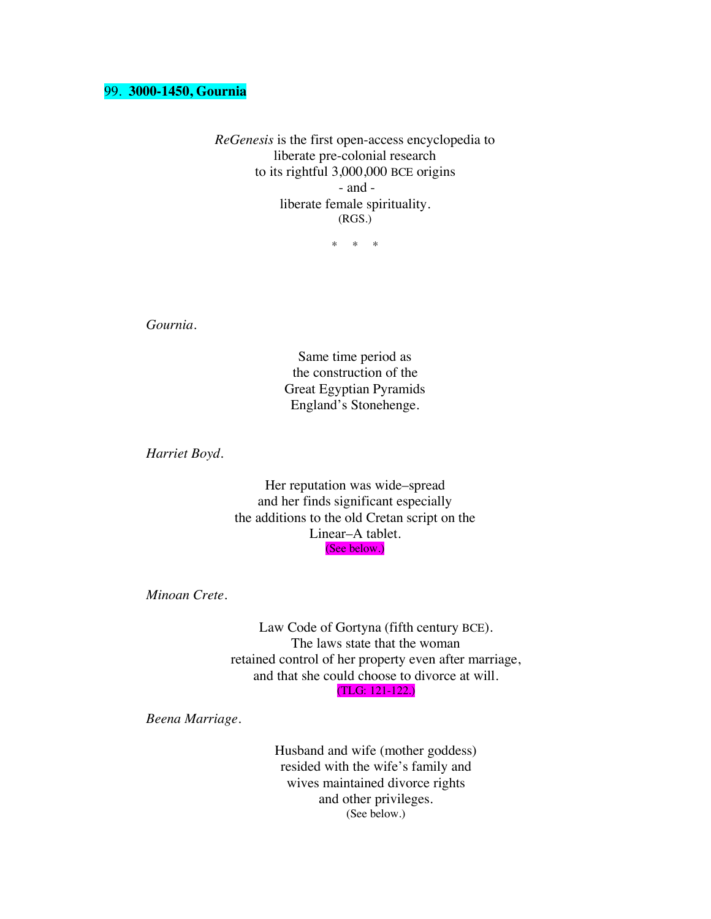## 99. **3000-1450, Gournia**

*ReGenesis* is the first open-access encyclopedia to
liberate pre-colonial research
to its rightful 3,000,000 BCE origins
- and -
liberate female spirituality.
(RGS.)

\* \* \*

*Gournia.*

Same time period as
the construction of the
Great Egyptian Pyramids
England's Stonehenge.

*Harriet Boyd.*

Her reputation was wide–spread
and her finds significant especially
the additions to the old Cretan script on the
Linear–A tablet.
(See below.)

*Minoan Crete.*

Law Code of Gortyna (fifth century BCE).
The laws state that the woman
retained control of her property even after marriage,
and that she could choose to divorce at will.
(TLG: 121-122.)

*Beena Marriage.*

Husband and wife (mother goddess)
resided with the wife's family and
wives maintained divorce rights
and other privileges.
(See below.)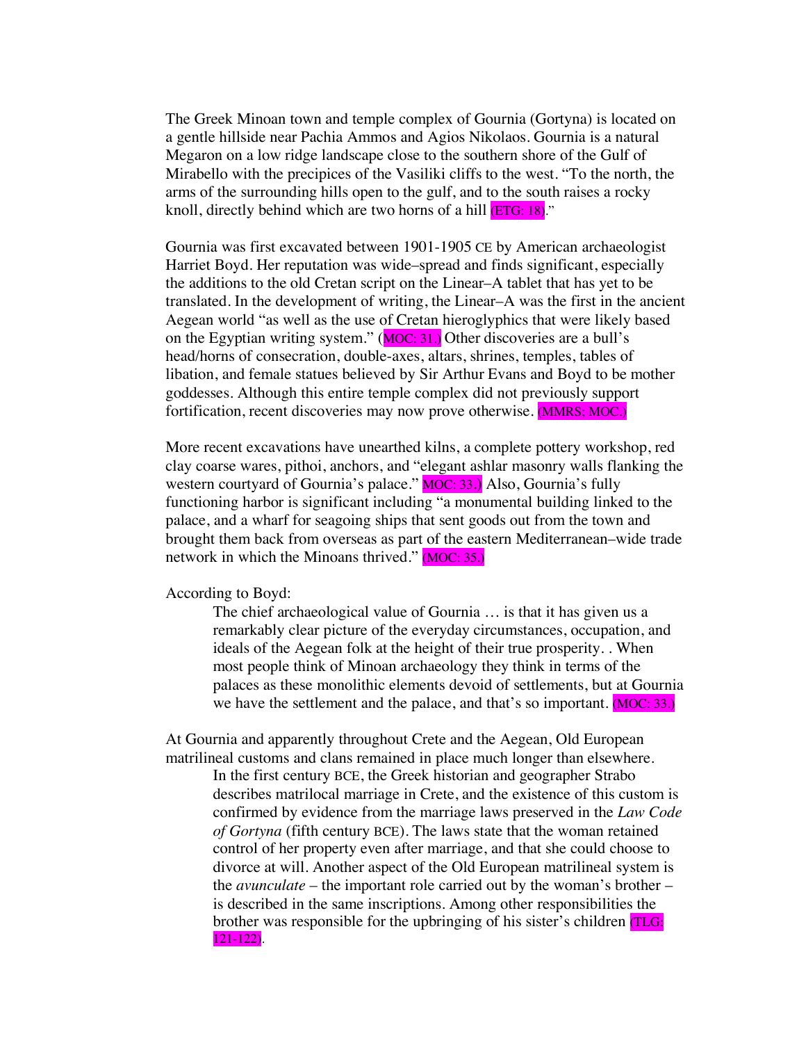The Greek Minoan town and temple complex of Gournia (Gortyna) is located on a gentle hillside near Pachia Ammos and Agios Nikolaos. Gournia is a natural Megaron on a low ridge landscape close to the southern shore of the Gulf of Mirabello with the precipices of the Vasiliki cliffs to the west. "To the north, the arms of the surrounding hills open to the gulf, and to the south raises a rocky knoll, directly behind which are two horns of a hill (ETG: 18)."

Gournia was first excavated between 1901-1905 CE by American archaeologist Harriet Boyd. Her reputation was wide–spread and finds significant, especially the additions to the old Cretan script on the Linear–A tablet that has yet to be translated. In the development of writing, the Linear–A was the first in the ancient Aegean world "as well as the use of Cretan hieroglyphics that were likely based on the Egyptian writing system." (MOC: 31.) Other discoveries are a bull's head/horns of consecration, double-axes, altars, shrines, temples, tables of libation, and female statues believed by Sir Arthur Evans and Boyd to be mother goddesses. Although this entire temple complex did not previously support fortification, recent discoveries may now prove otherwise. (MMRS; MOC.)

More recent excavations have unearthed kilns, a complete pottery workshop, red clay coarse wares, pithoi, anchors, and "elegant ashlar masonry walls flanking the western courtyard of Gournia's palace." MOC: 33.) Also, Gournia's fully functioning harbor is significant including "a monumental building linked to the palace, and a wharf for seagoing ships that sent goods out from the town and brought them back from overseas as part of the eastern Mediterranean–wide trade network in which the Minoans thrived." (MOC: 35.)

According to Boyd:

> The chief archaeological value of Gournia … is that it has given us a remarkably clear picture of the everyday circumstances, occupation, and ideals of the Aegean folk at the height of their true prosperity. . When most people think of Minoan archaeology they think in terms of the palaces as these monolithic elements devoid of settlements, but at Gournia we have the settlement and the palace, and that's so important. (MOC: 33.)

At Gournia and apparently throughout Crete and the Aegean, Old European matrilineal customs and clans remained in place much longer than elsewhere.

> In the first century BCE, the Greek historian and geographer Strabo describes matrilocal marriage in Crete, and the existence of this custom is confirmed by evidence from the marriage laws preserved in the *Law Code of Gortyna* (fifth century BCE). The laws state that the woman retained control of her property even after marriage, and that she could choose to divorce at will. Another aspect of the Old European matrilineal system is the *avunculate* – the important role carried out by the woman's brother – is described in the same inscriptions. Among other responsibilities the brother was responsible for the upbringing of his sister's children (TLG: 121-122).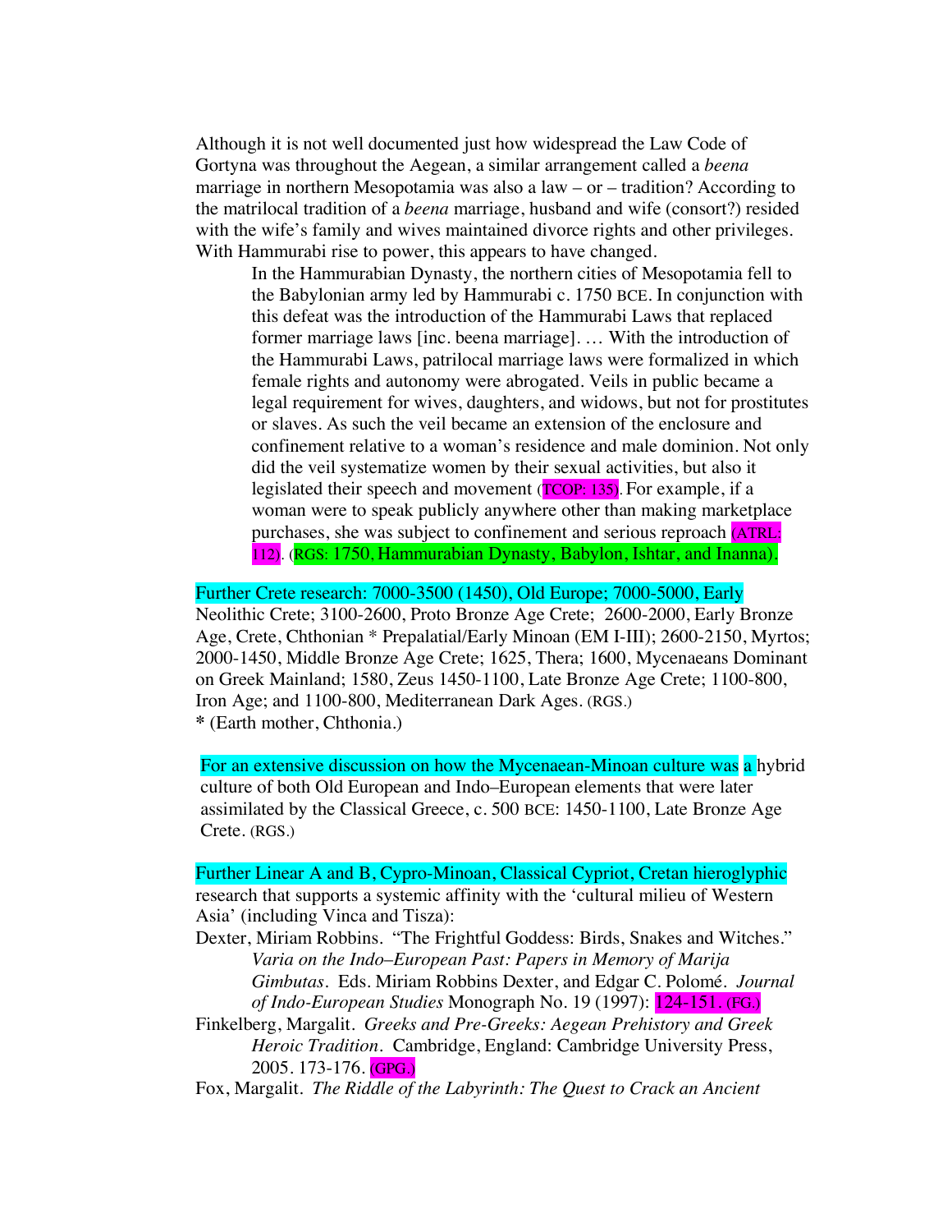Although it is not well documented just how widespread the Law Code of Gortyna was throughout the Aegean, a similar arrangement called a *beena* marriage in northern Mesopotamia was also a law – or – tradition? According to the matrilocal tradition of a *beena* marriage, husband and wife (consort?) resided with the wife's family and wives maintained divorce rights and other privileges. With Hammurabi rise to power, this appears to have changed.

> In the Hammurabian Dynasty, the northern cities of Mesopotamia fell to the Babylonian army led by Hammurabi c. 1750 BCE. In conjunction with this defeat was the introduction of the Hammurabi Laws that replaced former marriage laws [inc. beena marriage]. … With the introduction of the Hammurabi Laws, patrilocal marriage laws were formalized in which female rights and autonomy were abrogated. Veils in public became a legal requirement for wives, daughters, and widows, but not for prostitutes or slaves. As such the veil became an extension of the enclosure and confinement relative to a woman's residence and male dominion. Not only did the veil systematize women by their sexual activities, but also it legislated their speech and movement (TCOP: 135). For example, if a woman were to speak publicly anywhere other than making marketplace purchases, she was subject to confinement and serious reproach (ATRL: 112). (RGS: 1750, Hammurabian Dynasty, Babylon, Ishtar, and Inanna).

Further Crete research: 7000-3500 (1450), Old Europe; 7000-5000, Early Neolithic Crete; 3100-2600, Proto Bronze Age Crete; 2600-2000, Early Bronze Age, Crete, Chthonian * Prepalatial/Early Minoan (EM I-III); 2600-2150, Myrtos; 2000-1450, Middle Bronze Age Crete; 1625, Thera; 1600, Mycenaeans Dominant on Greek Mainland; 1580, Zeus 1450-1100, Late Bronze Age Crete; 1100-800, Iron Age; and 1100-800, Mediterranean Dark Ages. (RGS.)
**\*** (Earth mother, Chthonia.)

For an extensive discussion on how the Mycenaean-Minoan culture was a hybrid culture of both Old European and Indo–European elements that were later assimilated by the Classical Greece, c. 500 BCE: 1450-1100, Late Bronze Age Crete. (RGS.)

Further Linear A and B, Cypro-Minoan, Classical Cypriot, Cretan hieroglyphic research that supports a systemic affinity with the 'cultural milieu of Western Asia' (including Vinca and Tisza):

Dexter, Miriam Robbins. "The Frightful Goddess: Birds, Snakes and Witches." *Varia on the Indo–European Past: Papers in Memory of Marija Gimbutas*. Eds. Miriam Robbins Dexter, and Edgar C. Polomé. *Journal of Indo-European Studies* Monograph No. 19 (1997): 124-151. (FG.)

Finkelberg, Margalit. *Greeks and Pre-Greeks: Aegean Prehistory and Greek Heroic Tradition*. Cambridge, England: Cambridge University Press, 2005. 173-176. (GPG.)

Fox, Margalit. *The Riddle of the Labyrinth: The Quest to Crack an Ancient*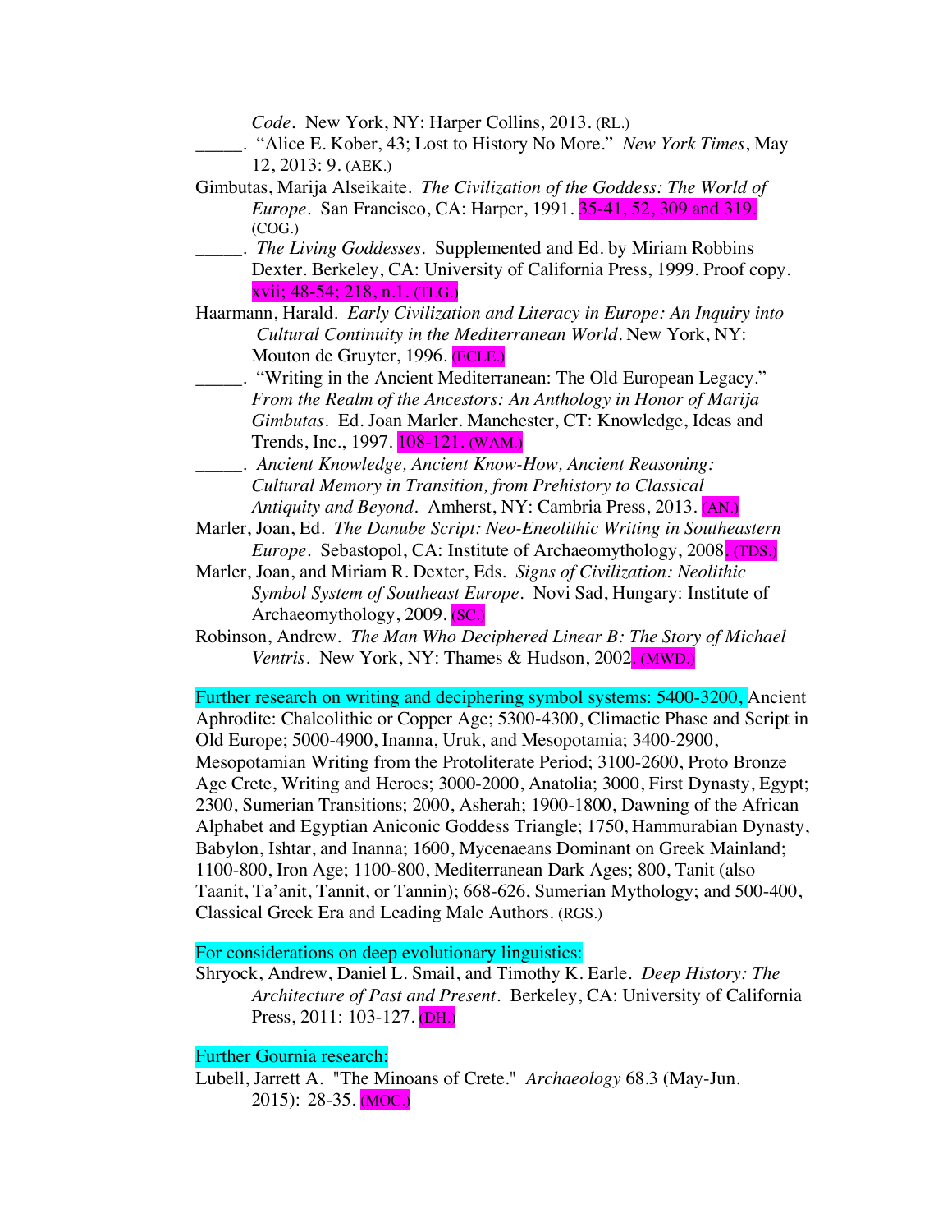*Code*. New York, NY: Harper Collins, 2013. (RL.)

_____. "Alice E. Kober, 43; Lost to History No More." *New York Times*, May 12, 2013: 9. (AEK.)

Gimbutas, Marija Alseikaite. *The Civilization of the Goddess: The World of Europe*. San Francisco, CA: Harper, 1991. 35-41, 52, 309 and 319. (COG.)

_____. *The Living Goddesses*. Supplemented and Ed. by Miriam Robbins Dexter. Berkeley, CA: University of California Press, 1999. Proof copy. xvii; 48-54; 218, n.1. (TLG.)

Haarmann, Harald. *Early Civilization and Literacy in Europe: An Inquiry into Cultural Continuity in the Mediterranean World*. New York, NY: Mouton de Gruyter, 1996. (ECLE.)

_____. "Writing in the Ancient Mediterranean: The Old European Legacy." *From the Realm of the Ancestors: An Anthology in Honor of Marija Gimbutas*. Ed. Joan Marler. Manchester, CT: Knowledge, Ideas and Trends, Inc., 1997. 108-121. (WAM.)

_____. *Ancient Knowledge, Ancient Know-How, Ancient Reasoning: Cultural Memory in Transition, from Prehistory to Classical Antiquity and Beyond*. Amherst, NY: Cambria Press, 2013. (AN.)

Marler, Joan, Ed. *The Danube Script: Neo-Eneolithic Writing in Southeastern Europe*. Sebastopol, CA: Institute of Archaeomythology, 2008. (TDS.)

Marler, Joan, and Miriam R. Dexter, Eds. *Signs of Civilization: Neolithic Symbol System of Southeast Europe*. Novi Sad, Hungary: Institute of Archaeomythology, 2009. (SC.)

Robinson, Andrew. *The Man Who Deciphered Linear B: The Story of Michael Ventris*. New York, NY: Thames & Hudson, 2002. (MWD.)

Further research on writing and deciphering symbol systems: 5400-3200, Ancient Aphrodite: Chalcolithic or Copper Age; 5300-4300, Climactic Phase and Script in Old Europe; 5000-4900, Inanna, Uruk, and Mesopotamia; 3400-2900, Mesopotamian Writing from the Protoliterate Period; 3100-2600, Proto Bronze Age Crete, Writing and Heroes; 3000-2000, Anatolia; 3000, First Dynasty, Egypt; 2300, Sumerian Transitions; 2000, Asherah; 1900-1800, Dawning of the African Alphabet and Egyptian Aniconic Goddess Triangle; 1750, Hammurabian Dynasty, Babylon, Ishtar, and Inanna; 1600, Mycenaeans Dominant on Greek Mainland; 1100-800, Iron Age; 1100-800, Mediterranean Dark Ages; 800, Tanit (also Taanit, Ta'anit, Tannit, or Tannin); 668-626, Sumerian Mythology; and 500-400, Classical Greek Era and Leading Male Authors. (RGS.)

For considerations on deep evolutionary linguistics:

Shryock, Andrew, Daniel L. Smail, and Timothy K. Earle. *Deep History: The Architecture of Past and Present*. Berkeley, CA: University of California Press, 2011: 103-127. (DH.)

Further Gournia research:

Lubell, Jarrett A. "The Minoans of Crete." *Archaeology* 68.3 (May-Jun. 2015): 28-35. (MOC.)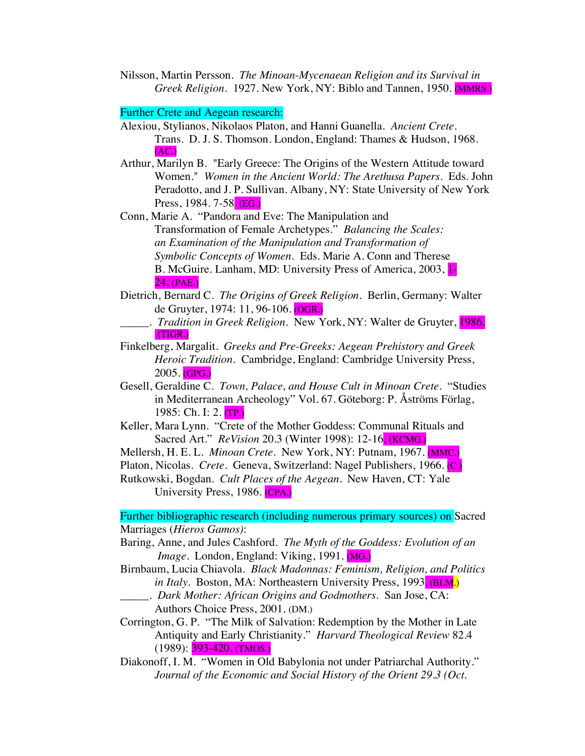Nilsson, Martin Persson. *The Minoan-Mycenaean Religion and its Survival in Greek Religion*. 1927. New York, NY: Biblo and Tannen, 1950. (MMRS.)

Further Crete and Aegean research:

Alexiou, Stylianos, Nikolaos Platon, and Hanni Guanella. *Ancient Crete*. Trans. D. J. S. Thomson. London, England: Thames & Hudson, 1968. (AC.)

Arthur, Marilyn B. "Early Greece: The Origins of the Western Attitude toward Women." *Women in the Ancient World: The Arethusa Papers*. Eds. John Peradotto, and J. P. Sullivan. Albany, NY: State University of New York Press, 1984. 7-58. (EG.)

Conn, Marie A. "Pandora and Eve: The Manipulation and Transformation of Female Archetypes." *Balancing the Scales: an Examination of the Manipulation and Transformation of Symbolic Concepts of Women*. Eds. Marie A. Conn and Therese B. McGuire. Lanham, MD: University Press of America, 2003, 1-24. (PAE.)

Dietrich, Bernard C. *The Origins of Greek Religion*. Berlin, Germany: Walter de Gruyter, 1974: 11, 96-106. (OGR.)

_____. *Tradition in Greek Religion*. New York, NY: Walter de Gruyter, 1986. (TIGR.)

Finkelberg, Margalit. *Greeks and Pre-Greeks: Aegean Prehistory and Greek Heroic Tradition*. Cambridge, England: Cambridge University Press, 2005. (GPG.)

Gesell, Geraldine C. *Town, Palace, and House Cult in Minoan Crete*. "Studies in Mediterranean Archeology" Vol. 67. Göteborg: P. Åströms Förlag, 1985: Ch. I: 2. (TP.)

Keller, Mara Lynn. "Crete of the Mother Goddess: Communal Rituals and Sacred Art." *ReVision* 20.3 (Winter 1998): 12-16. (KCMG.)

Mellersh, H. E. L. *Minoan Crete*. New York, NY: Putnam, 1967. (MMC.)

Platon, Nicolas. *Crete*. Geneva, Switzerland: Nagel Publishers, 1966. (C.)

Rutkowski, Bogdan. *Cult Places of the Aegean*. New Haven, CT: Yale University Press, 1986. (CPA.)

Further bibliographic research (including numerous primary sources) on Sacred Marriages (*Hieros Gamos)*:

Baring, Anne, and Jules Cashford. *The Myth of the Goddess: Evolution of an Image*. London, England: Viking, 1991. (MG.)

Birnbaum, Lucia Chiavola. *Black Madonnas: Feminism, Religion, and Politics in Italy*. Boston, MA: Northeastern University Press, 1993. (BLM.)

_____. *Dark Mother: African Origins and Godmothers*. San Jose, CA: Authors Choice Press, 2001. (DM.)

Corrington, G. P. "The Milk of Salvation: Redemption by the Mother in Late Antiquity and Early Christianity." *Harvard Theological Review* 82.4 (1989): 393-420. (TMOS.)

Diakonoff, I. M. "Women in Old Babylonia not under Patriarchal Authority." *Journal of the Economic and Social History of the Orient 29.3 (Oct.*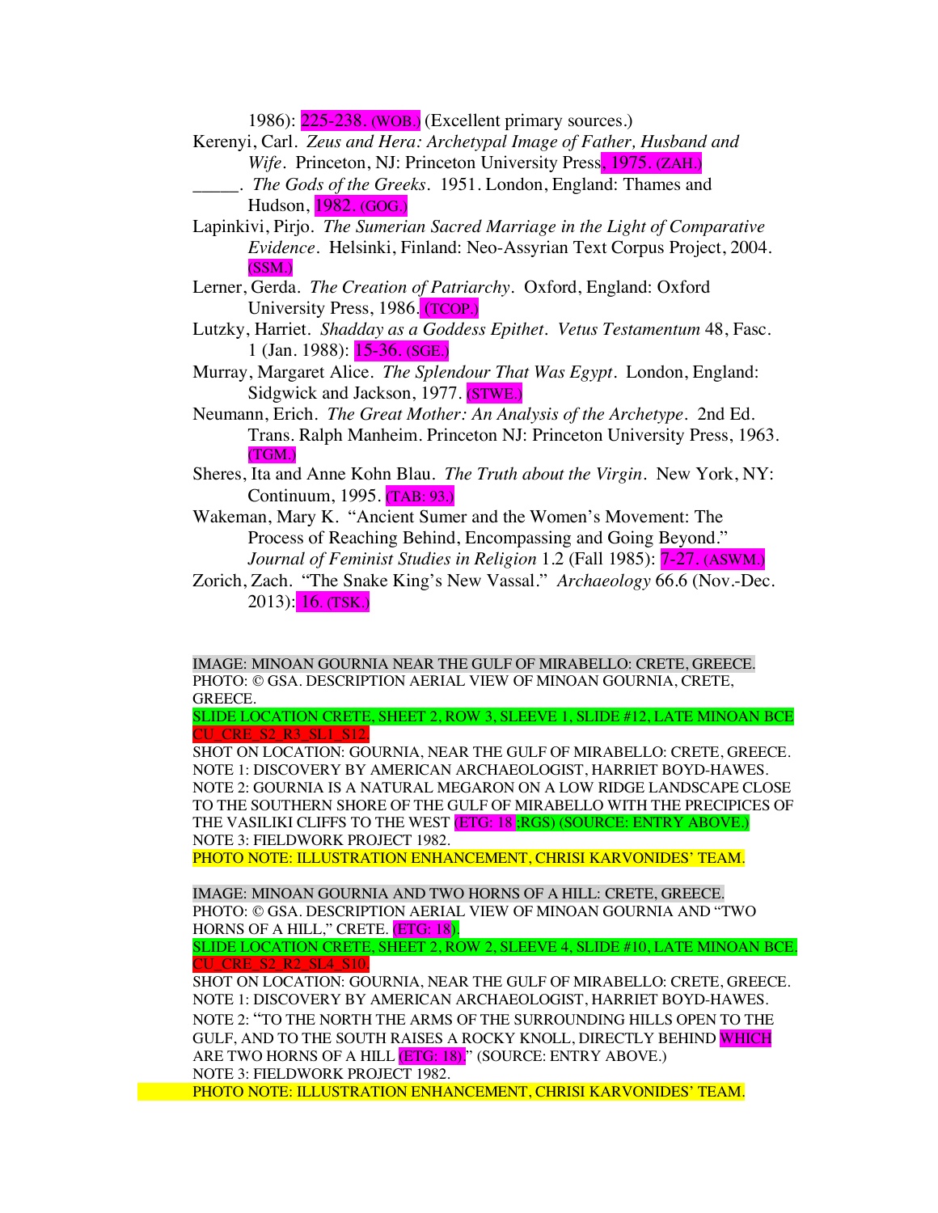1986): 225-238. (WOB.) (Excellent primary sources.)

Kerenyi, Carl. *Zeus and Hera: Archetypal Image of Father, Husband and Wife*. Princeton, NJ: Princeton University Press, 1975. (ZAH.)

_____. *The Gods of the Greeks*. 1951. London, England: Thames and Hudson, 1982. (GOG.)

Lapinkivi, Pirjo. *The Sumerian Sacred Marriage in the Light of Comparative Evidence*. Helsinki, Finland: Neo-Assyrian Text Corpus Project, 2004. (SSM.)

Lerner, Gerda. *The Creation of Patriarchy*. Oxford, England: Oxford University Press, 1986. (TCOP.)

Lutzky, Harriet. *Shadday as a Goddess Epithet*. *Vetus Testamentum* 48, Fasc. 1 (Jan. 1988): 15-36. (SGE.)

Murray, Margaret Alice. *The Splendour That Was Egypt*. London, England: Sidgwick and Jackson, 1977. (STWE.)

Neumann, Erich. *The Great Mother: An Analysis of the Archetype*. 2nd Ed. Trans. Ralph Manheim. Princeton NJ: Princeton University Press, 1963. (TGM.)

Sheres, Ita and Anne Kohn Blau. *The Truth about the Virgin*. New York, NY: Continuum, 1995. (TAB: 93.)

Wakeman, Mary K. "Ancient Sumer and the Women's Movement: The Process of Reaching Behind, Encompassing and Going Beyond." *Journal of Feminist Studies in Religion* 1.2 (Fall 1985): 7-27. (ASWM.)

Zorich, Zach. "The Snake King's New Vassal." *Archaeology* 66.6 (Nov.-Dec. 2013): 16. (TSK.)

IMAGE: MINOAN GOURNIA NEAR THE GULF OF MIRABELLO: CRETE, GREECE.
PHOTO: © GSA. DESCRIPTION AERIAL VIEW OF MINOAN GOURNIA, CRETE, GREECE.
SLIDE LOCATION CRETE, SHEET 2, ROW 3, SLEEVE 1, SLIDE #12, LATE MINOAN BCE
CU_CRE_S2_R3_SL1_S12.
SHOT ON LOCATION: GOURNIA, NEAR THE GULF OF MIRABELLO: CRETE, GREECE.
NOTE 1: DISCOVERY BY AMERICAN ARCHAEOLOGIST, HARRIET BOYD-HAWES.
NOTE 2: GOURNIA IS A NATURAL MEGARON ON A LOW RIDGE LANDSCAPE CLOSE TO THE SOUTHERN SHORE OF THE GULF OF MIRABELLO WITH THE PRECIPICES OF THE VASILIKI CLIFFS TO THE WEST (ETG: 18 ;RGS) (SOURCE: ENTRY ABOVE.)
NOTE 3: FIELDWORK PROJECT 1982.
PHOTO NOTE: ILLUSTRATION ENHANCEMENT, CHRISI KARVONIDES' TEAM.

IMAGE: MINOAN GOURNIA AND TWO HORNS OF A HILL: CRETE, GREECE.
PHOTO: © GSA. DESCRIPTION AERIAL VIEW OF MINOAN GOURNIA AND "TWO HORNS OF A HILL," CRETE. (ETG: 18).
SLIDE LOCATION CRETE, SHEET 2, ROW 2, SLEEVE 4, SLIDE #10, LATE MINOAN BCE.
CU_CRE_S2_R2_SL4_S10.
SHOT ON LOCATION: GOURNIA, NEAR THE GULF OF MIRABELLO: CRETE, GREECE.
NOTE 1: DISCOVERY BY AMERICAN ARCHAEOLOGIST, HARRIET BOYD-HAWES.
NOTE 2: "TO THE NORTH THE ARMS OF THE SURROUNDING HILLS OPEN TO THE GULF, AND TO THE SOUTH RAISES A ROCKY KNOLL, DIRECTLY BEHIND WHICH ARE TWO HORNS OF A HILL (ETG: 18)." (SOURCE: ENTRY ABOVE.)
NOTE 3: FIELDWORK PROJECT 1982.
PHOTO NOTE: ILLUSTRATION ENHANCEMENT, CHRISI KARVONIDES' TEAM.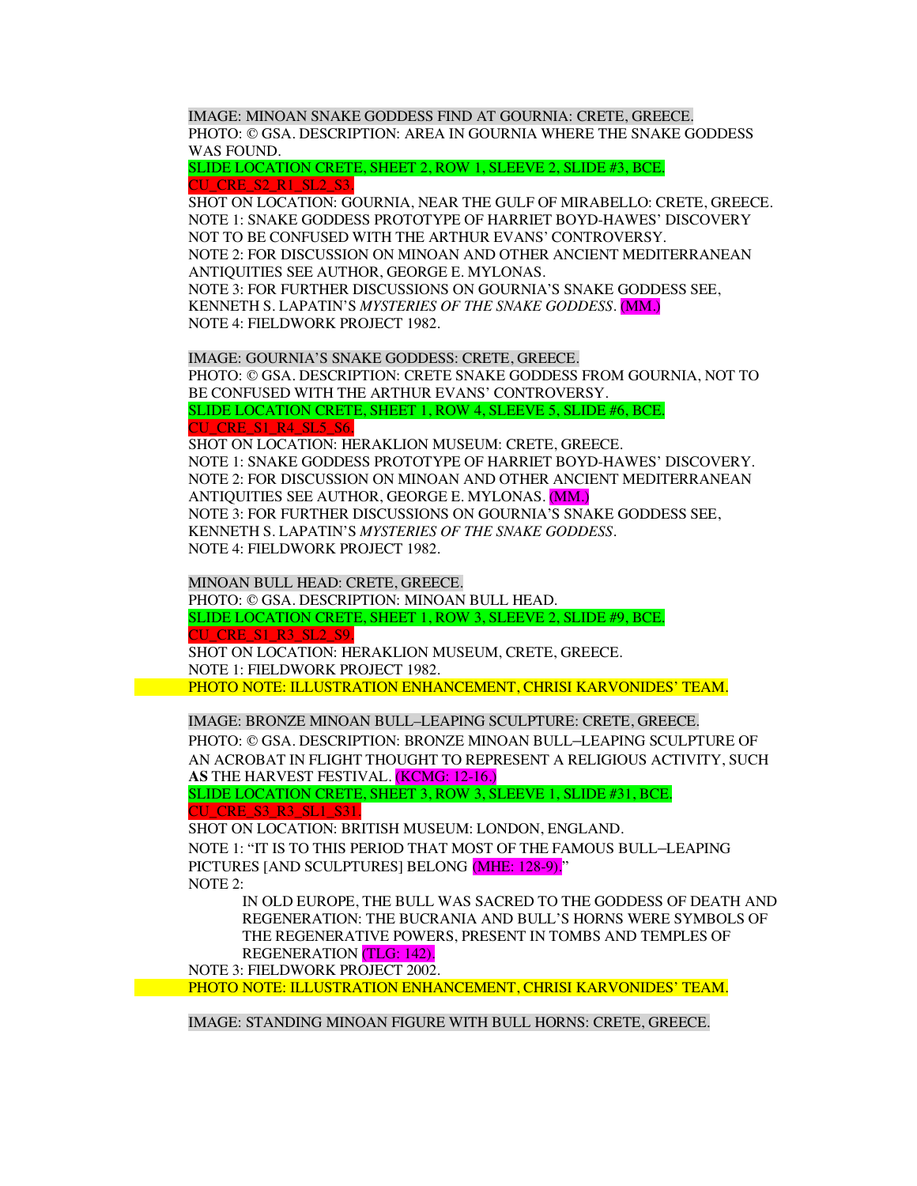IMAGE: MINOAN SNAKE GODDESS FIND AT GOURNIA: CRETE, GREECE.
PHOTO: © GSA. DESCRIPTION: AREA IN GOURNIA WHERE THE SNAKE GODDESS WAS FOUND.
SLIDE LOCATION CRETE, SHEET 2, ROW 1, SLEEVE 2, SLIDE #3, BCE.
CU_CRE_S2_R1_SL2_S3.
SHOT ON LOCATION: GOURNIA, NEAR THE GULF OF MIRABELLO: CRETE, GREECE.
NOTE 1: SNAKE GODDESS PROTOTYPE OF HARRIET BOYD-HAWES' DISCOVERY NOT TO BE CONFUSED WITH THE ARTHUR EVANS' CONTROVERSY.
NOTE 2: FOR DISCUSSION ON MINOAN AND OTHER ANCIENT MEDITERRANEAN ANTIQUITIES SEE AUTHOR, GEORGE E. MYLONAS.
NOTE 3: FOR FURTHER DISCUSSIONS ON GOURNIA'S SNAKE GODDESS SEE, KENNETH S. LAPATIN'S *MYSTERIES OF THE SNAKE GODDESS*. (MM.)
NOTE 4: FIELDWORK PROJECT 1982.

IMAGE: GOURNIA'S SNAKE GODDESS: CRETE, GREECE.
PHOTO: © GSA. DESCRIPTION: CRETE SNAKE GODDESS FROM GOURNIA, NOT TO BE CONFUSED WITH THE ARTHUR EVANS' CONTROVERSY.
SLIDE LOCATION CRETE, SHEET 1, ROW 4, SLEEVE 5, SLIDE #6, BCE.
CU_CRE_S1_R4_SL5_S6.
SHOT ON LOCATION: HERAKLION MUSEUM: CRETE, GREECE.
NOTE 1: SNAKE GODDESS PROTOTYPE OF HARRIET BOYD-HAWES' DISCOVERY.
NOTE 2: FOR DISCUSSION ON MINOAN AND OTHER ANCIENT MEDITERRANEAN ANTIQUITIES SEE AUTHOR, GEORGE E. MYLONAS. (MM.)
NOTE 3: FOR FURTHER DISCUSSIONS ON GOURNIA'S SNAKE GODDESS SEE, KENNETH S. LAPATIN'S *MYSTERIES OF THE SNAKE GODDESS*.
NOTE 4: FIELDWORK PROJECT 1982.

MINOAN BULL HEAD: CRETE, GREECE.
PHOTO: © GSA. DESCRIPTION: MINOAN BULL HEAD.
SLIDE LOCATION CRETE, SHEET 1, ROW 3, SLEEVE 2, SLIDE #9, BCE.
CU_CRE_S1_R3_SL2_S9.
SHOT ON LOCATION: HERAKLION MUSEUM, CRETE, GREECE.
NOTE 1: FIELDWORK PROJECT 1982.
PHOTO NOTE: ILLUSTRATION ENHANCEMENT, CHRISI KARVONIDES' TEAM.

IMAGE: BRONZE MINOAN BULL–LEAPING SCULPTURE: CRETE, GREECE.
PHOTO: © GSA. DESCRIPTION: BRONZE MINOAN BULL–LEAPING SCULPTURE OF AN ACROBAT IN FLIGHT THOUGHT TO REPRESENT A RELIGIOUS ACTIVITY, SUCH **AS** THE HARVEST FESTIVAL. (KCMG: 12-16.)
SLIDE LOCATION CRETE, SHEET 3, ROW 3, SLEEVE 1, SLIDE #31, BCE.
CU_CRE_S3_R3_SL1_S31.
SHOT ON LOCATION: BRITISH MUSEUM: LONDON, ENGLAND.
NOTE 1: "IT IS TO THIS PERIOD THAT MOST OF THE FAMOUS BULL–LEAPING PICTURES [AND SCULPTURES] BELONG (MHE: 128-9)."
NOTE 2:

> IN OLD EUROPE, THE BULL WAS SACRED TO THE GODDESS OF DEATH AND REGENERATION: THE BUCRANIA AND BULL'S HORNS WERE SYMBOLS OF THE REGENERATIVE POWERS, PRESENT IN TOMBS AND TEMPLES OF REGENERATION (TLG: 142).

NOTE 3: FIELDWORK PROJECT 2002.
PHOTO NOTE: ILLUSTRATION ENHANCEMENT, CHRISI KARVONIDES' TEAM.

IMAGE: STANDING MINOAN FIGURE WITH BULL HORNS: CRETE, GREECE.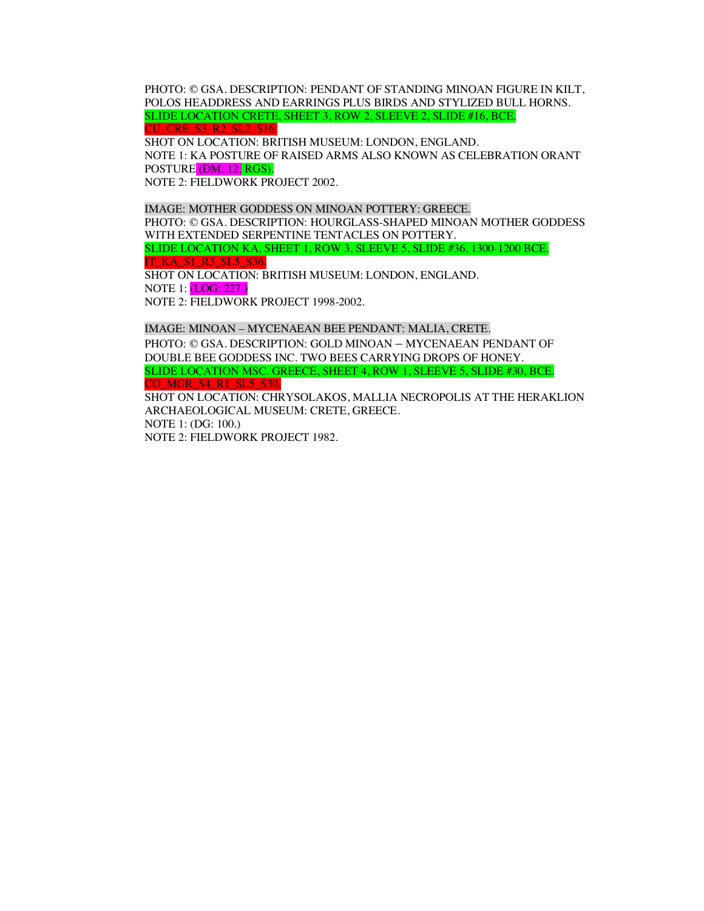PHOTO: © GSA. DESCRIPTION: PENDANT OF STANDING MINOAN FIGURE IN KILT, POLOS HEADDRESS AND EARRINGS PLUS BIRDS AND STYLIZED BULL HORNS.
SLIDE LOCATION CRETE, SHEET 3, ROW 2, SLEEVE 2, SLIDE #16, BCE.
CU_CRE_S3_R2_SL2_S16.
SHOT ON LOCATION: BRITISH MUSEUM: LONDON, ENGLAND.
NOTE 1: KA POSTURE OF RAISED ARMS ALSO KNOWN AS CELEBRATION ORANT POSTURE (DM: 12; RGS).
NOTE 2: FIELDWORK PROJECT 2002.

IMAGE: MOTHER GODDESS ON MINOAN POTTERY: GREECE.
PHOTO: © GSA. DESCRIPTION: HOURGLASS-SHAPED MINOAN MOTHER GODDESS WITH EXTENDED SERPENTINE TENTACLES ON POTTERY.
SLIDE LOCATION KA, SHEET 1, ROW 3, SLEEVE 5, SLIDE #36, 1300-1200 BCE.
IT_KA_S1_R3_SL5_S36.
SHOT ON LOCATION: BRITISH MUSEUM: LONDON, ENGLAND.
NOTE 1: (LOG: 227.)
NOTE 2: FIELDWORK PROJECT 1998-2002.

IMAGE: MINOAN – MYCENAEAN BEE PENDANT: MALIA, CRETE.
PHOTO: © GSA. DESCRIPTION: GOLD MINOAN – MYCENAEAN PENDANT OF DOUBLE BEE GODDESS INC. TWO BEES CARRYING DROPS OF HONEY.
SLIDE LOCATION MSC. GREECE, SHEET 4, ROW 1, SLEEVE 5, SLIDE #30, BCE.
CO_MGR_S4_R1_SL5_S30.
SHOT ON LOCATION: CHRYSOLAKOS, MALLIA NECROPOLIS AT THE HERAKLION ARCHAEOLOGICAL MUSEUM: CRETE, GREECE.
NOTE 1: (DG: 100.)
NOTE 2: FIELDWORK PROJECT 1982.